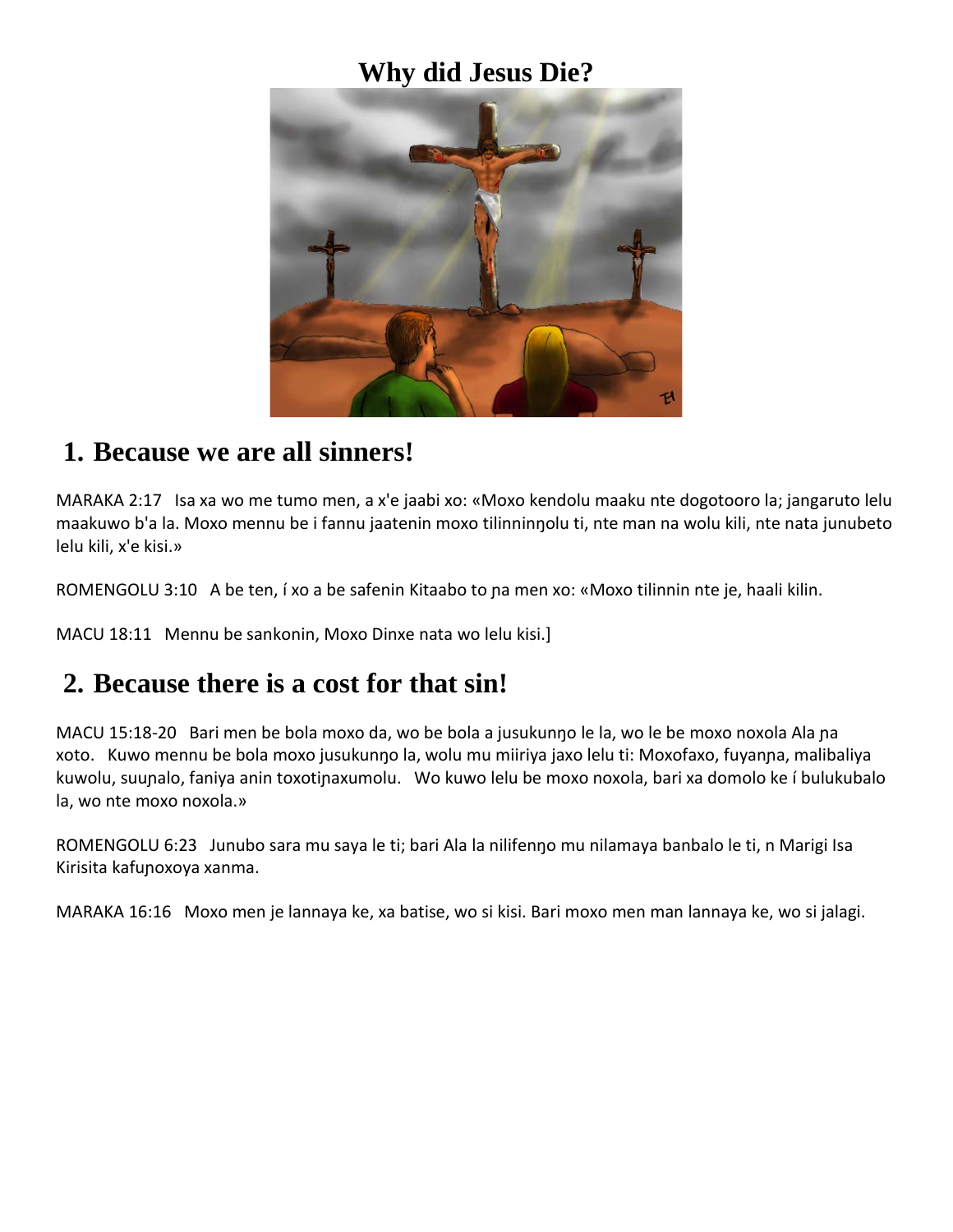# Why did Jesus Die?

## 1. Because we are all sinners!

MARAKA 2:17   Isa xa wo me tumo men, a x'e jaabi xo: «Moxo kendolu maaku nte dogotooro la; jangaruto lelu maakuwo b'a la. Moxo mennu be i fannu jaatenin moxo tilinninŋolu ti, nte man na wolu kili, nte nata junubeto lelu kili, x'e kisi.»

ROMENGOLU 3:10   A be ten, í xo a be safenin Kitaabo to ɲa men xo: «Moxo tilinnin nte je, haali kilin.

MACU 18:11   Mennu be sankonin, Moxo Dinxe nata wo lelu kisi.]

## 2. Because there is a cost for that sin!

MACU 15:18-20   Bari men be bola moxo da, wo be bola a jusukunŋo le la, wo le be moxo noxola Ala ɲa xoto.   Kuwo mennu be bola moxo jusukunŋo la, wolu mu miiriya jaxo lelu ti: Moxofaxo, fuyanŋa, malibaliya kuwolu, suuɲalo, faniya anin toxotiɲaxumolu.   Wo kuwo lelu be moxo noxola, bari xa domolo ke í bulukubalo la, wo nte moxo noxola.»

ROMENGOLU 6:23   Junubo sara mu saya le ti; bari Ala la nilifenŋo mu nilamaya banbalo le ti, n Marigi Isa Kirisita kafuɲoxoya xanma.

MARAKA 16:16   Moxo men je lannaya ke, xa batise, wo si kisi. Bari moxo men man lannaya ke, wo si jalagi.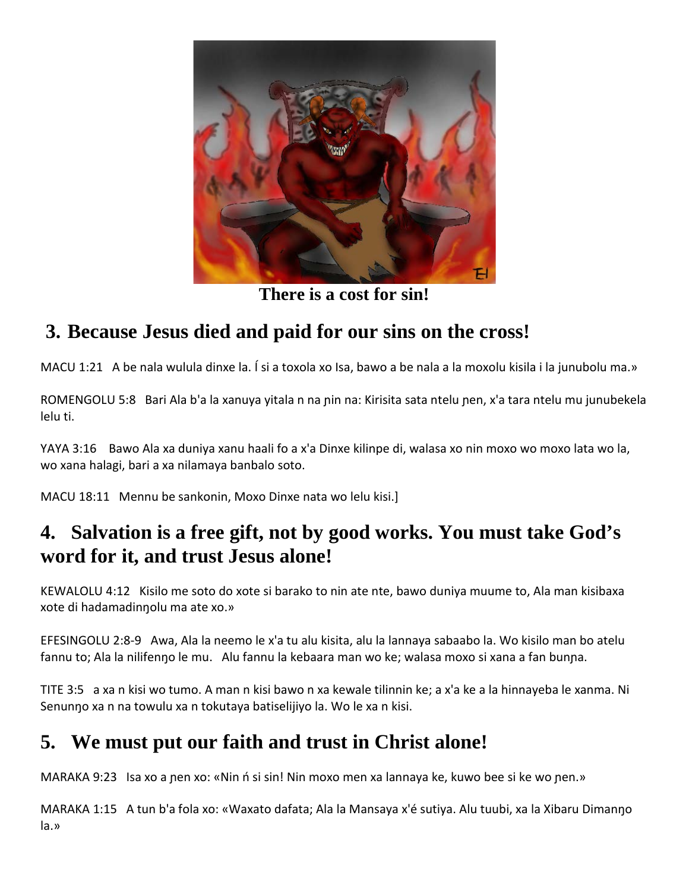There is a cost for sin!

## 3. Because Jesus died and paid for our sins on the cross!

MACU 1:21 A be nala wulula dinxe la. Í si a toxola xo Isa, bawo a be nala a la moxolu kisila i la junubolu ma.»

ROMENGOLU 5:8 Bari Ala b'a la xanuya yitala n na ɲin na: Kirisita sata ntelu ɲen, x'a tara ntelu mu junubekela lelu ti.

YAYA 3:16 Bawo Ala xa duniya xanu haali fo a x'a Dinxe kilinpe di, walasa xo nin moxo wo moxo lata wo la, wo xana halagi, bari a xa nilamaya banbalo soto.

MACU 18:11 Mennu be sankonin, Moxo Dinxe nata wo lelu kisi.]

## 4. Salvation is a free gift, not by good works. You must take God's word for it, and trust Jesus alone!

KEWALOLU 4:12 Kisilo me soto do xote si barako to nin ate nte, bawo duniya muume to, Ala man kisibaxa xote di hadamadinŋolu ma ate xo.»

EFESINGOLU 2:8-9 Awa, Ala la neemo le x'a tu alu kisita, alu la lannaya sabaabo la. Wo kisilo man bo atelu fannu to; Ala la nilifenŋo le mu. Alu fannu la kebaara man wo ke; walasa moxo si xana a fan bunŋa.

TITE 3:5 a xa n kisi wo tumo. A man n kisi bawo n xa kewale tilinnin ke; a x'a ke a la hinnayeba le xanma. Ni Senunŋo xa n na towulu xa n tokutaya batiselijiyo la. Wo le xa n kisi.

## 5. We must put our faith and trust in Christ alone!

MARAKA 9:23 Isa xo a ɲen xo: «Nin ń si sin! Nin moxo men xa lannaya ke, kuwo bee si ke wo ɲen.»

MARAKA 1:15 A tun b'a fola xo: «Waxato dafata; Ala la Mansaya x'é sutiya. Alu tuubi, xa la Xibaru Dimanŋo la.»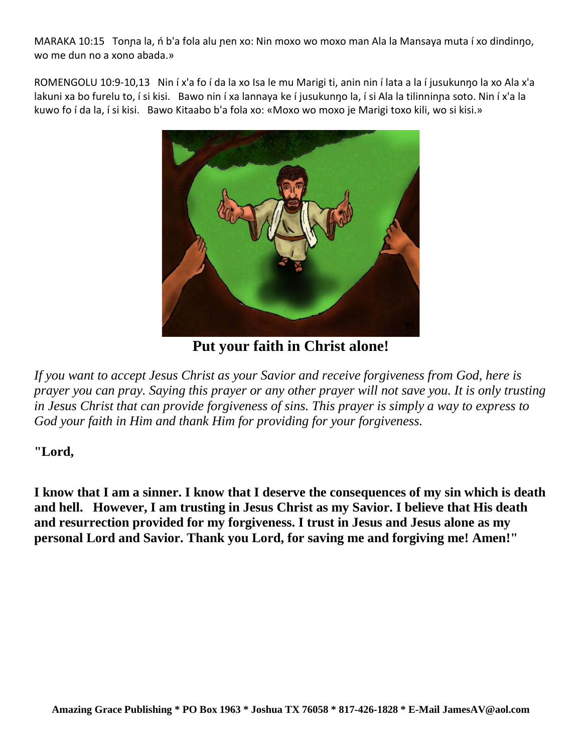MARAKA 10:15 Tonɲa la, ń b'a fola alu ɲen xo: Nin moxo wo moxo man Ala la Mansaya muta í xo dindinŋo, wo me dun no a xono abada.»

ROMENGOLU 10:9-10,13 Nin í x'a fo í da la xo Isa le mu Marigi ti, anin nin í lata a la í jusukunŋo la xo Ala x'a lakuni xa bo furelu to, í si kisi. Bawo nin í xa lannaya ke í jusukunŋo la, í si Ala la tilinninɲa soto. Nin í x'a la kuwo fo í da la, í si kisi. Bawo Kitaabo b'a fola xo: «Moxo wo moxo je Marigi toxo kili, wo si kisi.»

**Put your faith in Christ alone!**

*If you want to accept Jesus Christ as your Savior and receive forgiveness from God, here is prayer you can pray. Saying this prayer or any other prayer will not save you. It is only trusting in Jesus Christ that can provide forgiveness of sins. This prayer is simply a way to express to God your faith in Him and thank Him for providing for your forgiveness.*

**"Lord,**

**I know that I am a sinner. I know that I deserve the consequences of my sin which is death and hell. However, I am trusting in Jesus Christ as my Savior. I believe that His death and resurrection provided for my forgiveness. I trust in Jesus and Jesus alone as my personal Lord and Savior. Thank you Lord, for saving me and forgiving me! Amen!"**

**Amazing Grace Publishing * PO Box 1963 * Joshua TX 76058 * 817-426-1828 * E-Mail JamesAV@aol.com**